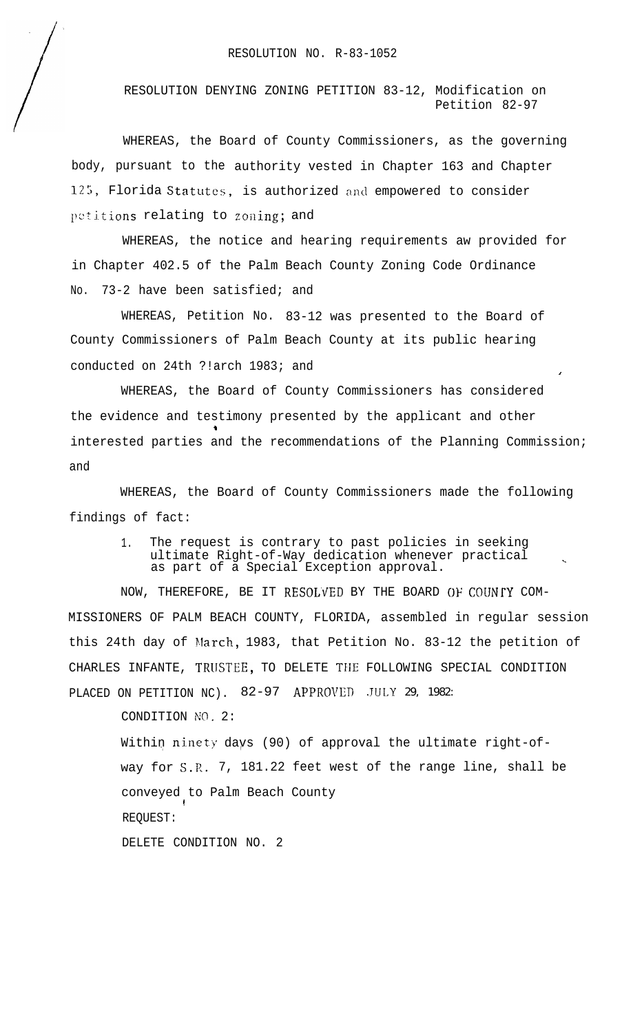RESOLUTION NO. R-83-1052

RESOLUTION DENYING ZONING PETITION 83-12, Modification on Petition 82-97

WHEREAS, the Board of County Commissioners, as the governing body, pursuant to the authority vested in Chapter 163 and Chapter 125, Florida Statutes, is authorized and empowered to consider petitions relating to zoning; and

WHEREAS, the notice and hearing requirements aw provided for in Chapter 402.5 of the Palm Beach County Zoning Code Ordinance No. 73-2 have been satisfied; and

WHEREAS, Petition No. 83-12 was presented to the Board of County Commissioners of Palm Beach County at its public hearing conducted on 24th ?!arch 1983; and

WHEREAS, the Board of County Commissioners has considered the evidence and testimony presented by the applicant and other interested parties and the recommendations of the Planning Commission; and

WHEREAS, the Board of County Commissioners made the following findings of fact:

1. The request is contrary to past policies in seeking ultimate Right-of-Way dedication whenever practical as part of a Special Exception approval.

NOW, THEREFORE, BE IT RESOLVED BY THE BOARD OF COUNTY COMMISSIONERS OF PALM BEACH COUNTY, FLORIDA, assembled in regular session this 24th day of March, 1983, that Petition No. 83-12 the petition of CHARLES INFANTE, TRUSTEE, TO DELETE THE FOLLOWING SPECIAL CONDITION PLACED ON PETITION NC). 82-97 APPROVED JULY 29, 1982:

CONDITION NO. 2:

Within ninety days (90) of approval the ultimate right-of-way for S.R. 7, 181.22 feet west of the range line, shall be conveyed to Palm Beach County

REQUEST:

DELETE CONDITION NO. 2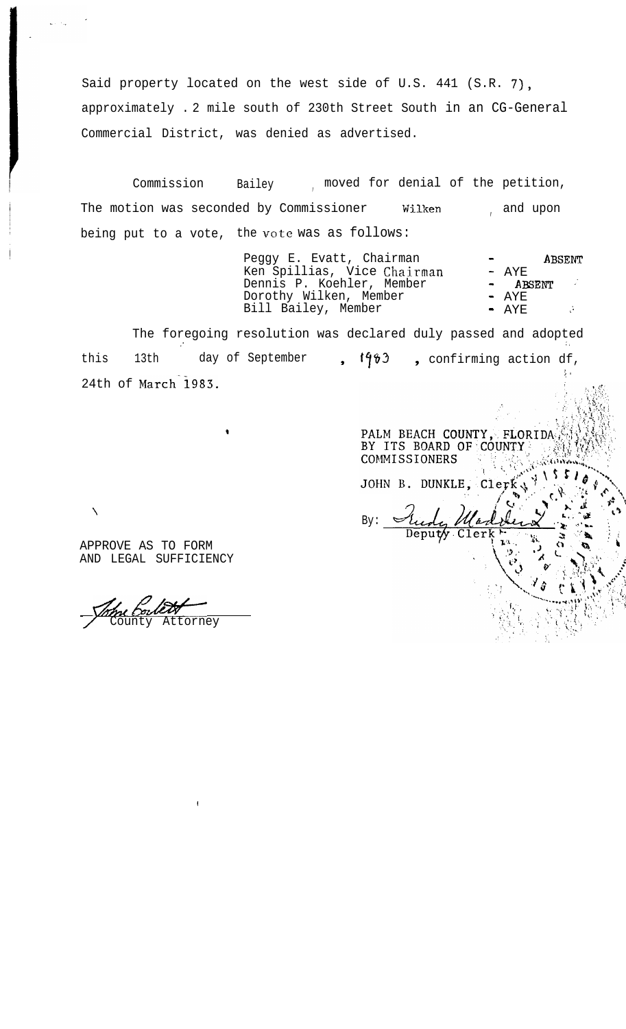Said property located on the west side of U.S. 441 (S.R. 7), approximately .2 mile south of 230th Street South in an CG-General Commercial District, was denied as advertised.

Commission Bailey, moved for denial of the petition, The motion was seconded by Commissioner Wilken, and upon being put to a vote, the vote was as follows:

| | |
|---|---|
| Peggy E. Evatt, Chairman | - ABSENT |
| Ken Spillias, Vice Chairman | - AYE |
| Dennis P. Koehler, Member | - ABSENT |
| Dorothy Wilken, Member | - AYE |
| Bill Bailey, Member | - AYE |

The foregoing resolution was declared duly passed and adopted this 13th day of September, 1983, confirming action df, 24th of March 1983.

PALM BEACH COUNTY, FLORIDA
BY ITS BOARD OF COUNTY COMMISSIONERS

JOHN B. DUNKLE, Clerk

By: [signature]
Deputy Clerk

APPROVE AS TO FORM
AND LEGAL SUFFICIENCY

[signature]
County Attorney